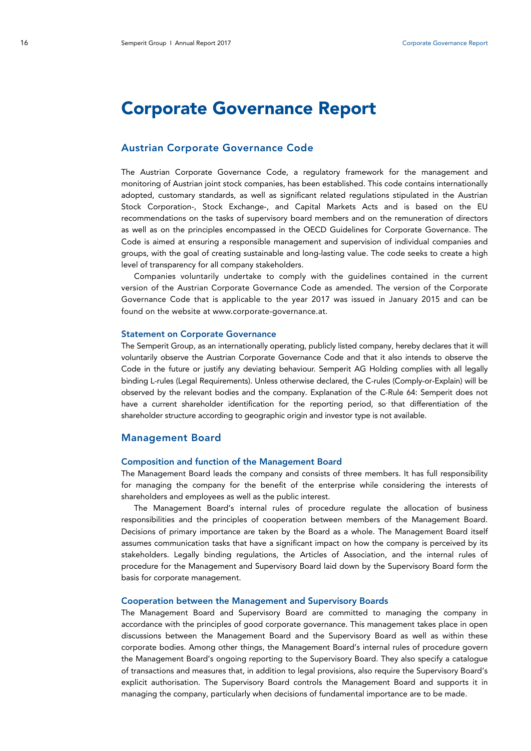# Corporate Governance Report

## Austrian Corporate Governance Code

The Austrian Corporate Governance Code, a regulatory framework for the management and monitoring of Austrian joint stock companies, has been established. This code contains internationally adopted, customary standards, as well as significant related regulations stipulated in the Austrian Stock Corporation-, Stock Exchange-, and Capital Markets Acts and is based on the EU recommendations on the tasks of supervisory board members and on the remuneration of directors as well as on the principles encompassed in the OECD Guidelines for Corporate Governance. The Code is aimed at ensuring a responsible management and supervision of individual companies and groups, with the goal of creating sustainable and long-lasting value. The code seeks to create a high level of transparency for all company stakeholders.

Companies voluntarily undertake to comply with the guidelines contained in the current version of the Austrian Corporate Governance Code as amended. The version of the Corporate Governance Code that is applicable to the year 2017 was issued in January 2015 and can be found on the website at www.corporate-governance.at.

### Statement on Corporate Governance

The Semperit Group, as an internationally operating, publicly listed company, hereby declares that it will voluntarily observe the Austrian Corporate Governance Code and that it also intends to observe the Code in the future or justify any deviating behaviour. Semperit AG Holding complies with all legally binding L-rules (Legal Requirements). Unless otherwise declared, the C-rules (Comply-or-Explain) will be observed by the relevant bodies and the company. Explanation of the C-Rule 64: Semperit does not have a current shareholder identification for the reporting period, so that differentiation of the shareholder structure according to geographic origin and investor type is not available.

## Management Board

### Composition and function of the Management Board

The Management Board leads the company and consists of three members. It has full responsibility for managing the company for the benefit of the enterprise while considering the interests of shareholders and employees as well as the public interest.

The Management Board's internal rules of procedure regulate the allocation of business responsibilities and the principles of cooperation between members of the Management Board. Decisions of primary importance are taken by the Board as a whole. The Management Board itself assumes communication tasks that have a significant impact on how the company is perceived by its stakeholders. Legally binding regulations, the Articles of Association, and the internal rules of procedure for the Management and Supervisory Board laid down by the Supervisory Board form the basis for corporate management.

### Cooperation between the Management and Supervisory Boards

The Management Board and Supervisory Board are committed to managing the company in accordance with the principles of good corporate governance. This management takes place in open discussions between the Management Board and the Supervisory Board as well as within these corporate bodies. Among other things, the Management Board's internal rules of procedure govern the Management Board's ongoing reporting to the Supervisory Board. They also specify a catalogue of transactions and measures that, in addition to legal provisions, also require the Supervisory Board's explicit authorisation. The Supervisory Board controls the Management Board and supports it in managing the company, particularly when decisions of fundamental importance are to be made.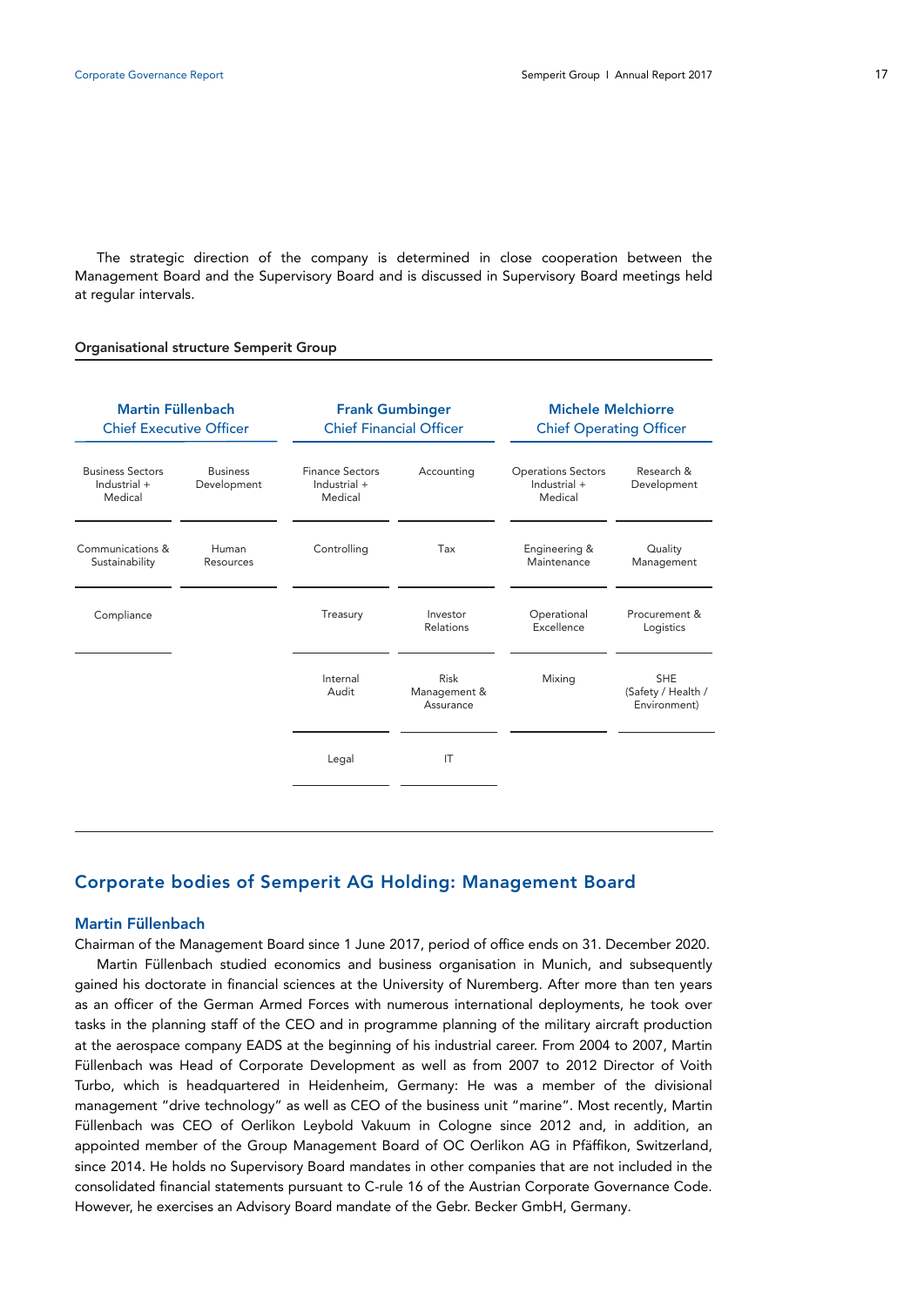The strategic direction of the company is determined in close cooperation between the Management Board and the Supervisory Board and is discussed in Supervisory Board meetings held at regular intervals.

**Organisational structure Semperit Group**

| Martin Füllenbach Chief Executive Officer | | Frank Gumbinger Chief Financial Officer | | Michele Melchiorre Chief Operating Officer | |
|---|---|---|---|---|---|
| Business Sectors Industrial + Medical | Business Development | Finance Sectors Industrial + Medical | Accounting | Operations Sectors Industrial + Medical | Research & Development |
| Communications & Sustainability | Human Resources | Controlling | Tax | Engineering & Maintenance | Quality Management |
| Compliance | | Treasury | Investor Relations | Operational Excellence | Procurement & Logistics |
| | | Internal Audit | Risk Management & Assurance | Mixing | SHE (Safety / Health / Environment) |
| | | Legal | IT | | |

## Corporate bodies of Semperit AG Holding: Management Board

### Martin Füllenbach

Chairman of the Management Board since 1 June 2017, period of office ends on 31. December 2020.

Martin Füllenbach studied economics and business organisation in Munich, and subsequently gained his doctorate in financial sciences at the University of Nuremberg. After more than ten years as an officer of the German Armed Forces with numerous international deployments, he took over tasks in the planning staff of the CEO and in programme planning of the military aircraft production at the aerospace company EADS at the beginning of his industrial career. From 2004 to 2007, Martin Füllenbach was Head of Corporate Development as well as from 2007 to 2012 Director of Voith Turbo, which is headquartered in Heidenheim, Germany: He was a member of the divisional management "drive technology" as well as CEO of the business unit "marine". Most recently, Martin Füllenbach was CEO of Oerlikon Leybold Vakuum in Cologne since 2012 and, in addition, an appointed member of the Group Management Board of OC Oerlikon AG in Pfäffikon, Switzerland, since 2014. He holds no Supervisory Board mandates in other companies that are not included in the consolidated financial statements pursuant to C-rule 16 of the Austrian Corporate Governance Code. However, he exercises an Advisory Board mandate of the Gebr. Becker GmbH, Germany.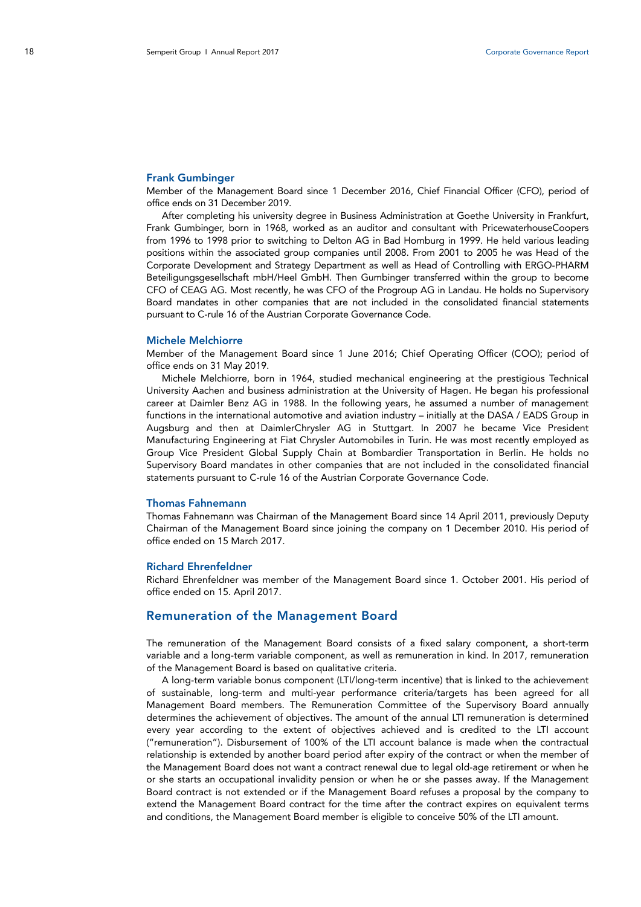### Frank Gumbinger

Member of the Management Board since 1 December 2016, Chief Financial Officer (CFO), period of office ends on 31 December 2019.

After completing his university degree in Business Administration at Goethe University in Frankfurt, Frank Gumbinger, born in 1968, worked as an auditor and consultant with PricewaterhouseCoopers from 1996 to 1998 prior to switching to Delton AG in Bad Homburg in 1999. He held various leading positions within the associated group companies until 2008. From 2001 to 2005 he was Head of the Corporate Development and Strategy Department as well as Head of Controlling with ERGO-PHARM Beteiligungsgesellschaft mbH/Heel GmbH. Then Gumbinger transferred within the group to become CFO of CEAG AG. Most recently, he was CFO of the Progroup AG in Landau. He holds no Supervisory Board mandates in other companies that are not included in the consolidated financial statements pursuant to C-rule 16 of the Austrian Corporate Governance Code.

### Michele Melchiorre

Member of the Management Board since 1 June 2016; Chief Operating Officer (COO); period of office ends on 31 May 2019.

Michele Melchiorre, born in 1964, studied mechanical engineering at the prestigious Technical University Aachen and business administration at the University of Hagen. He began his professional career at Daimler Benz AG in 1988. In the following years, he assumed a number of management functions in the international automotive and aviation industry – initially at the DASA / EADS Group in Augsburg and then at DaimlerChrysler AG in Stuttgart. In 2007 he became Vice President Manufacturing Engineering at Fiat Chrysler Automobiles in Turin. He was most recently employed as Group Vice President Global Supply Chain at Bombardier Transportation in Berlin. He holds no Supervisory Board mandates in other companies that are not included in the consolidated financial statements pursuant to C-rule 16 of the Austrian Corporate Governance Code.

### Thomas Fahnemann

Thomas Fahnemann was Chairman of the Management Board since 14 April 2011, previously Deputy Chairman of the Management Board since joining the company on 1 December 2010. His period of office ended on 15 March 2017.

### Richard Ehrenfeldner

Richard Ehrenfeldner was member of the Management Board since 1. October 2001. His period of office ended on 15. April 2017.

## Remuneration of the Management Board

The remuneration of the Management Board consists of a fixed salary component, a short-term variable and a long-term variable component, as well as remuneration in kind. In 2017, remuneration of the Management Board is based on qualitative criteria.

A long-term variable bonus component (LTI/long-term incentive) that is linked to the achievement of sustainable, long-term and multi-year performance criteria/targets has been agreed for all Management Board members. The Remuneration Committee of the Supervisory Board annually determines the achievement of objectives. The amount of the annual LTI remuneration is determined every year according to the extent of objectives achieved and is credited to the LTI account ("remuneration"). Disbursement of 100% of the LTI account balance is made when the contractual relationship is extended by another board period after expiry of the contract or when the member of the Management Board does not want a contract renewal due to legal old-age retirement or when he or she starts an occupational invalidity pension or when he or she passes away. If the Management Board contract is not extended or if the Management Board refuses a proposal by the company to extend the Management Board contract for the time after the contract expires on equivalent terms and conditions, the Management Board member is eligible to conceive 50% of the LTI amount.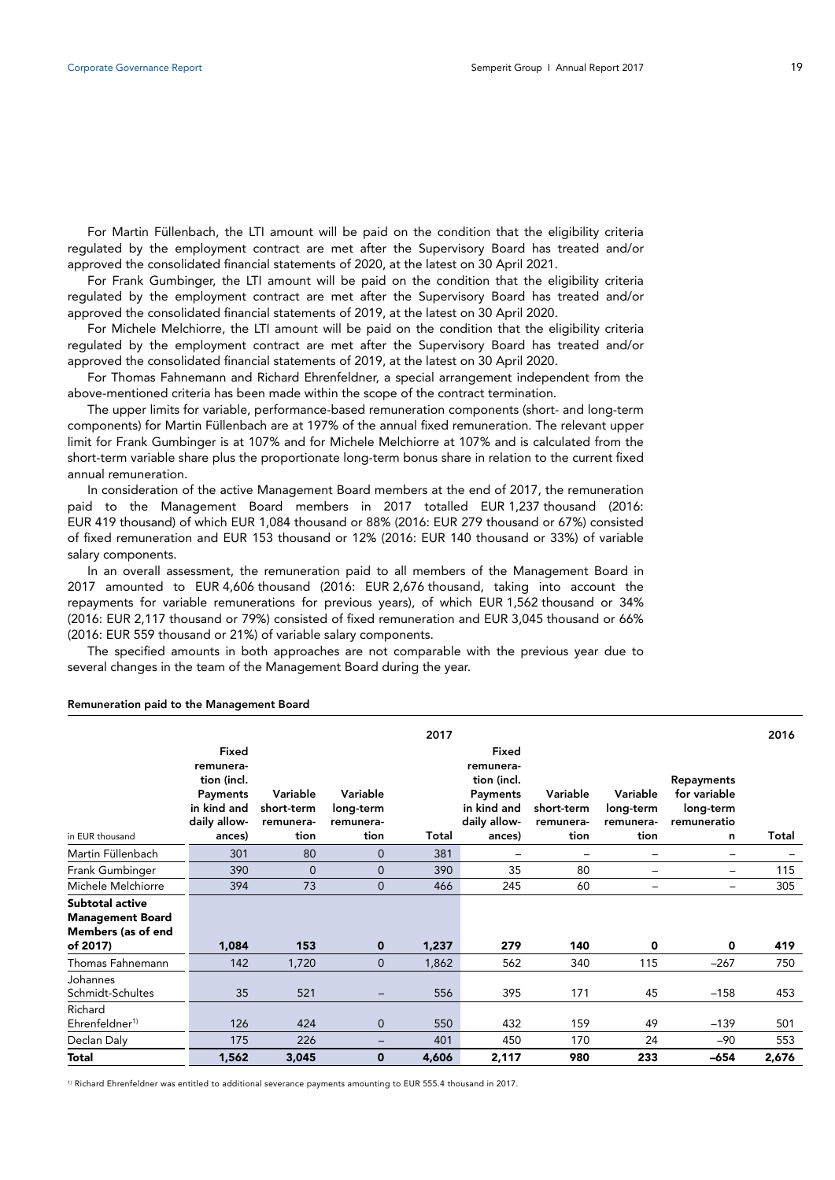For Martin Füllenbach, the LTI amount will be paid on the condition that the eligibility criteria regulated by the employment contract are met after the Supervisory Board has treated and/or approved the consolidated financial statements of 2020, at the latest on 30 April 2021.

For Frank Gumbinger, the LTI amount will be paid on the condition that the eligibility criteria regulated by the employment contract are met after the Supervisory Board has treated and/or approved the consolidated financial statements of 2019, at the latest on 30 April 2020.

For Michele Melchiorre, the LTI amount will be paid on the condition that the eligibility criteria regulated by the employment contract are met after the Supervisory Board has treated and/or approved the consolidated financial statements of 2019, at the latest on 30 April 2020.

For Thomas Fahnemann and Richard Ehrenfeldner, a special arrangement independent from the above-mentioned criteria has been made within the scope of the contract termination.

The upper limits for variable, performance-based remuneration components (short- and long-term components) for Martin Füllenbach are at 197% of the annual fixed remuneration. The relevant upper limit for Frank Gumbinger is at 107% and for Michele Melchiorre at 107% and is calculated from the short-term variable share plus the proportionate long-term bonus share in relation to the current fixed annual remuneration.

In consideration of the active Management Board members at the end of 2017, the remuneration paid to the Management Board members in 2017 totalled EUR 1,237 thousand (2016: EUR 419 thousand) of which EUR 1,084 thousand or 88% (2016: EUR 279 thousand or 67%) consisted of fixed remuneration and EUR 153 thousand or 12% (2016: EUR 140 thousand or 33%) of variable salary components.

In an overall assessment, the remuneration paid to all members of the Management Board in 2017 amounted to EUR 4,606 thousand (2016: EUR 2,676 thousand, taking into account the repayments for variable remunerations for previous years), of which EUR 1,562 thousand or 34% (2016: EUR 2,117 thousand or 79%) consisted of fixed remuneration and EUR 3,045 thousand or 66% (2016: EUR 559 thousand or 21%) of variable salary components.

The specified amounts in both approaches are not comparable with the previous year due to several changes in the team of the Management Board during the year.

**Remuneration paid to the Management Board**

| | | | | 2017 | | | | | 2016 |
|---|---|---|---|---|---|---|---|---|---|
| in EUR thousand | Fixed remuneration (incl. Payments in kind and daily allowances) | Variable short-term remuneration | Variable long-term remuneration | Total | Fixed remuneration (incl. Payments in kind and daily allowances) | Variable short-term remuneration | Variable long-term remuneration | Repayments for variable long-term remuneration | Total |
| Martin Füllenbach | 301 | 80 | 0 | 381 | – | – | – | – | – |
| Frank Gumbinger | 390 | 0 | 0 | 390 | 35 | 80 | – | – | 115 |
| Michele Melchiorre | 394 | 73 | 0 | 466 | 245 | 60 | – | – | 305 |
| **Subtotal active Management Board Members (as of end of 2017)** | **1,084** | **153** | **0** | **1,237** | **279** | **140** | **0** | **0** | **419** |
| Thomas Fahnemann | 142 | 1,720 | 0 | 1,862 | 562 | 340 | 115 | –267 | 750 |
| Johannes Schmidt-Schultes | 35 | 521 | – | 556 | 395 | 171 | 45 | –158 | 453 |
| Richard Ehrenfeldner[1] | 126 | 424 | 0 | 550 | 432 | 159 | 49 | –139 | 501 |
| Declan Daly | 175 | 226 | – | 401 | 450 | 170 | 24 | –90 | 553 |
| **Total** | **1,562** | **3,045** | **0** | **4,606** | **2,117** | **980** | **233** | **–654** | **2,676** |

[1] Richard Ehrenfeldner was entitled to additional severance payments amounting to EUR 555.4 thousand in 2017.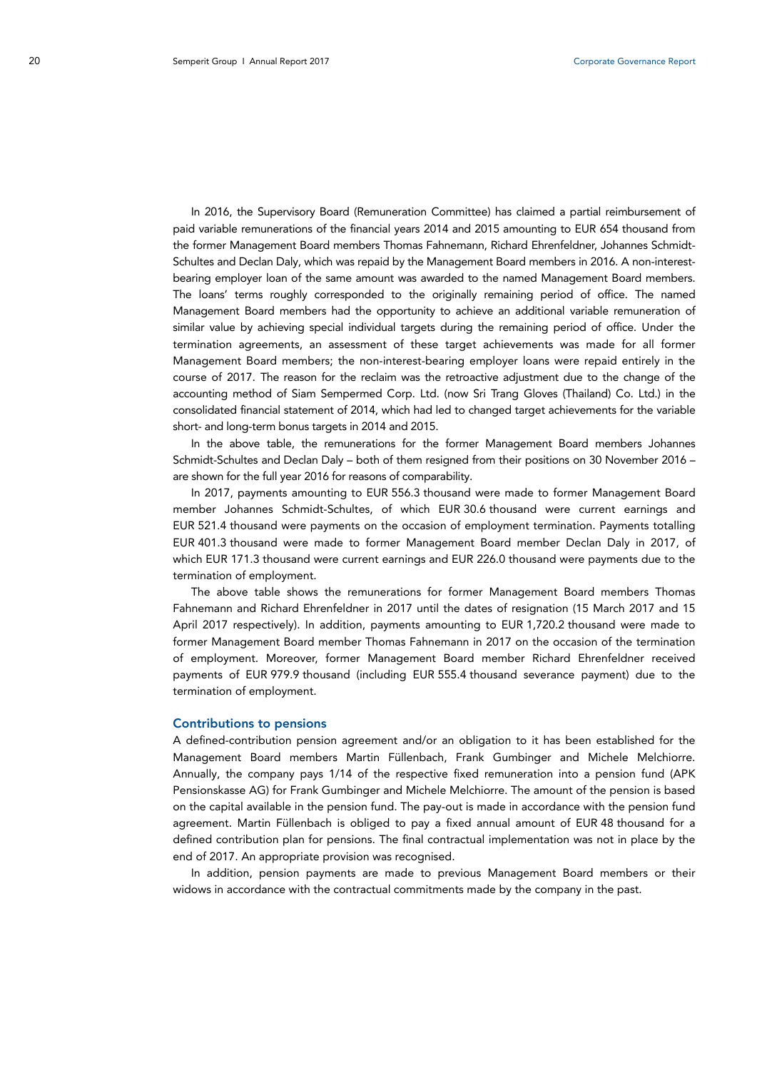In 2016, the Supervisory Board (Remuneration Committee) has claimed a partial reimbursement of paid variable remunerations of the financial years 2014 and 2015 amounting to EUR 654 thousand from the former Management Board members Thomas Fahnemann, Richard Ehrenfeldner, Johannes Schmidt-Schultes and Declan Daly, which was repaid by the Management Board members in 2016. A non-interest-bearing employer loan of the same amount was awarded to the named Management Board members. The loans' terms roughly corresponded to the originally remaining period of office. The named Management Board members had the opportunity to achieve an additional variable remuneration of similar value by achieving special individual targets during the remaining period of office. Under the termination agreements, an assessment of these target achievements was made for all former Management Board members; the non-interest-bearing employer loans were repaid entirely in the course of 2017. The reason for the reclaim was the retroactive adjustment due to the change of the accounting method of Siam Sempermed Corp. Ltd. (now Sri Trang Gloves (Thailand) Co. Ltd.) in the consolidated financial statement of 2014, which had led to changed target achievements for the variable short- and long-term bonus targets in 2014 and 2015.

In the above table, the remunerations for the former Management Board members Johannes Schmidt-Schultes and Declan Daly – both of them resigned from their positions on 30 November 2016 – are shown for the full year 2016 for reasons of comparability.

In 2017, payments amounting to EUR 556.3 thousand were made to former Management Board member Johannes Schmidt-Schultes, of which EUR 30.6 thousand were current earnings and EUR 521.4 thousand were payments on the occasion of employment termination. Payments totalling EUR 401.3 thousand were made to former Management Board member Declan Daly in 2017, of which EUR 171.3 thousand were current earnings and EUR 226.0 thousand were payments due to the termination of employment.

The above table shows the remunerations for former Management Board members Thomas Fahnemann and Richard Ehrenfeldner in 2017 until the dates of resignation (15 March 2017 and 15 April 2017 respectively). In addition, payments amounting to EUR 1,720.2 thousand were made to former Management Board member Thomas Fahnemann in 2017 on the occasion of the termination of employment. Moreover, former Management Board member Richard Ehrenfeldner received payments of EUR 979.9 thousand (including EUR 555.4 thousand severance payment) due to the termination of employment.

### Contributions to pensions

A defined-contribution pension agreement and/or an obligation to it has been established for the Management Board members Martin Füllenbach, Frank Gumbinger and Michele Melchiorre. Annually, the company pays 1/14 of the respective fixed remuneration into a pension fund (APK Pensionskasse AG) for Frank Gumbinger and Michele Melchiorre. The amount of the pension is based on the capital available in the pension fund. The pay-out is made in accordance with the pension fund agreement. Martin Füllenbach is obliged to pay a fixed annual amount of EUR 48 thousand for a defined contribution plan for pensions. The final contractual implementation was not in place by the end of 2017. An appropriate provision was recognised.

In addition, pension payments are made to previous Management Board members or their widows in accordance with the contractual commitments made by the company in the past.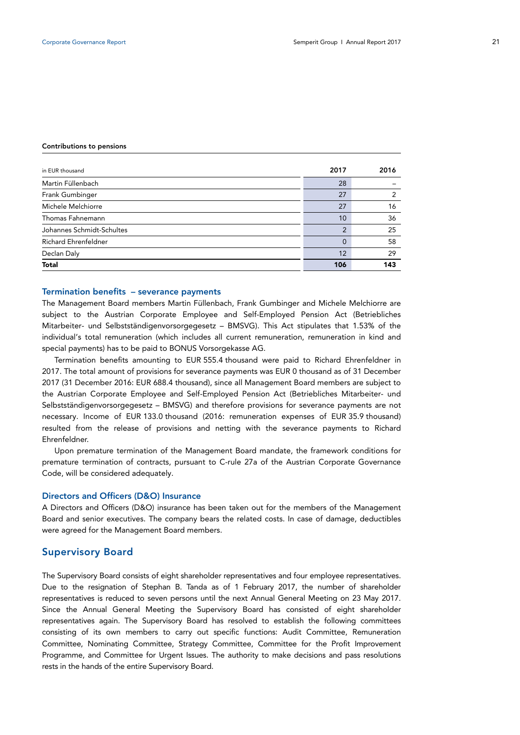**Contributions to pensions**

| in EUR thousand | 2017 | 2016 |
|---|---|---|
| Martin Füllenbach | 28 | – |
| Frank Gumbinger | 27 | 2 |
| Michele Melchiorre | 27 | 16 |
| Thomas Fahnemann | 10 | 36 |
| Johannes Schmidt-Schultes | 2 | 25 |
| Richard Ehrenfeldner | 0 | 58 |
| Declan Daly | 12 | 29 |
| **Total** | **106** | **143** |

### Termination benefits – severance payments

The Management Board members Martin Füllenbach, Frank Gumbinger and Michele Melchiorre are subject to the Austrian Corporate Employee and Self-Employed Pension Act (Betriebliches Mitarbeiter- und Selbstständigenvorsorgegesetz – BMSVG). This Act stipulates that 1.53% of the individual's total remuneration (which includes all current remuneration, remuneration in kind and special payments) has to be paid to BONUS Vorsorgekasse AG.

Termination benefits amounting to EUR 555.4 thousand were paid to Richard Ehrenfeldner in 2017. The total amount of provisions for severance payments was EUR 0 thousand as of 31 December 2017 (31 December 2016: EUR 688.4 thousand), since all Management Board members are subject to the Austrian Corporate Employee and Self-Employed Pension Act (Betriebliches Mitarbeiter- und Selbstständigenvorsorgegesetz – BMSVG) and therefore provisions for severance payments are not necessary. Income of EUR 133.0 thousand (2016: remuneration expenses of EUR 35.9 thousand) resulted from the release of provisions and netting with the severance payments to Richard Ehrenfeldner.

Upon premature termination of the Management Board mandate, the framework conditions for premature termination of contracts, pursuant to C-rule 27a of the Austrian Corporate Governance Code, will be considered adequately.

### Directors and Officers (D&O) Insurance

A Directors and Officers (D&O) insurance has been taken out for the members of the Management Board and senior executives. The company bears the related costs. In case of damage, deductibles were agreed for the Management Board members.

## Supervisory Board

The Supervisory Board consists of eight shareholder representatives and four employee representatives. Due to the resignation of Stephan B. Tanda as of 1 February 2017, the number of shareholder representatives is reduced to seven persons until the next Annual General Meeting on 23 May 2017. Since the Annual General Meeting the Supervisory Board has consisted of eight shareholder representatives again. The Supervisory Board has resolved to establish the following committees consisting of its own members to carry out specific functions: Audit Committee, Remuneration Committee, Nominating Committee, Strategy Committee, Committee for the Profit Improvement Programme, and Committee for Urgent Issues. The authority to make decisions and pass resolutions rests in the hands of the entire Supervisory Board.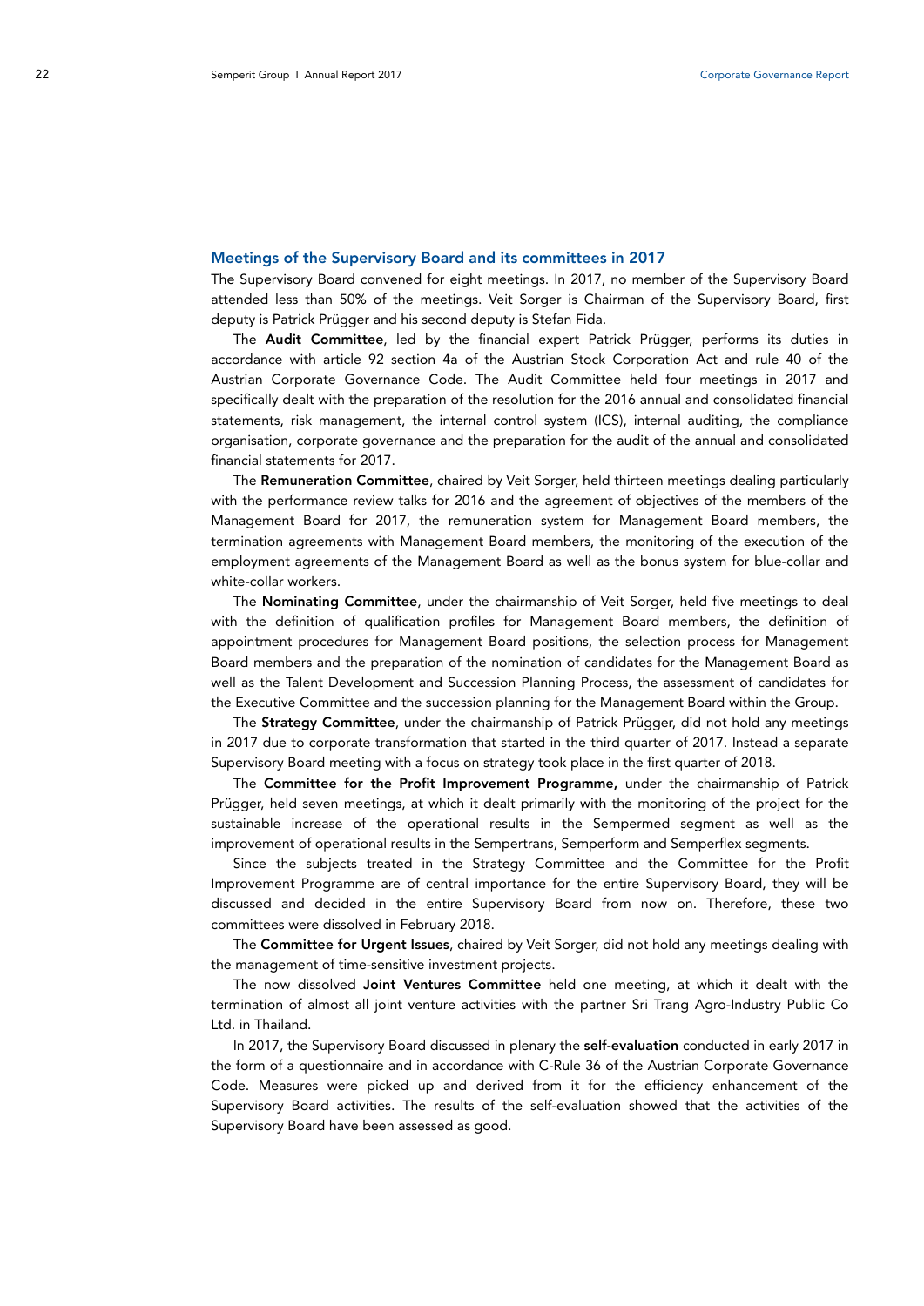## Meetings of the Supervisory Board and its committees in 2017

The Supervisory Board convened for eight meetings. In 2017, no member of the Supervisory Board attended less than 50% of the meetings. Veit Sorger is Chairman of the Supervisory Board, first deputy is Patrick Prügger and his second deputy is Stefan Fida.

The **Audit Committee**, led by the financial expert Patrick Prügger, performs its duties in accordance with article 92 section 4a of the Austrian Stock Corporation Act and rule 40 of the Austrian Corporate Governance Code. The Audit Committee held four meetings in 2017 and specifically dealt with the preparation of the resolution for the 2016 annual and consolidated financial statements, risk management, the internal control system (ICS), internal auditing, the compliance organisation, corporate governance and the preparation for the audit of the annual and consolidated financial statements for 2017.

The **Remuneration Committee**, chaired by Veit Sorger, held thirteen meetings dealing particularly with the performance review talks for 2016 and the agreement of objectives of the members of the Management Board for 2017, the remuneration system for Management Board members, the termination agreements with Management Board members, the monitoring of the execution of the employment agreements of the Management Board as well as the bonus system for blue-collar and white-collar workers.

The **Nominating Committee**, under the chairmanship of Veit Sorger, held five meetings to deal with the definition of qualification profiles for Management Board members, the definition of appointment procedures for Management Board positions, the selection process for Management Board members and the preparation of the nomination of candidates for the Management Board as well as the Talent Development and Succession Planning Process, the assessment of candidates for the Executive Committee and the succession planning for the Management Board within the Group.

The **Strategy Committee**, under the chairmanship of Patrick Prügger, did not hold any meetings in 2017 due to corporate transformation that started in the third quarter of 2017. Instead a separate Supervisory Board meeting with a focus on strategy took place in the first quarter of 2018.

The **Committee for the Profit Improvement Programme,** under the chairmanship of Patrick Prügger, held seven meetings, at which it dealt primarily with the monitoring of the project for the sustainable increase of the operational results in the Sempermed segment as well as the improvement of operational results in the Sempertrans, Semperform and Semperflex segments.

Since the subjects treated in the Strategy Committee and the Committee for the Profit Improvement Programme are of central importance for the entire Supervisory Board, they will be discussed and decided in the entire Supervisory Board from now on. Therefore, these two committees were dissolved in February 2018.

The **Committee for Urgent Issues**, chaired by Veit Sorger, did not hold any meetings dealing with the management of time-sensitive investment projects.

The now dissolved **Joint Ventures Committee** held one meeting, at which it dealt with the termination of almost all joint venture activities with the partner Sri Trang Agro-Industry Public Co Ltd. in Thailand.

In 2017, the Supervisory Board discussed in plenary the **self-evaluation** conducted in early 2017 in the form of a questionnaire and in accordance with C-Rule 36 of the Austrian Corporate Governance Code. Measures were picked up and derived from it for the efficiency enhancement of the Supervisory Board activities. The results of the self-evaluation showed that the activities of the Supervisory Board have been assessed as good.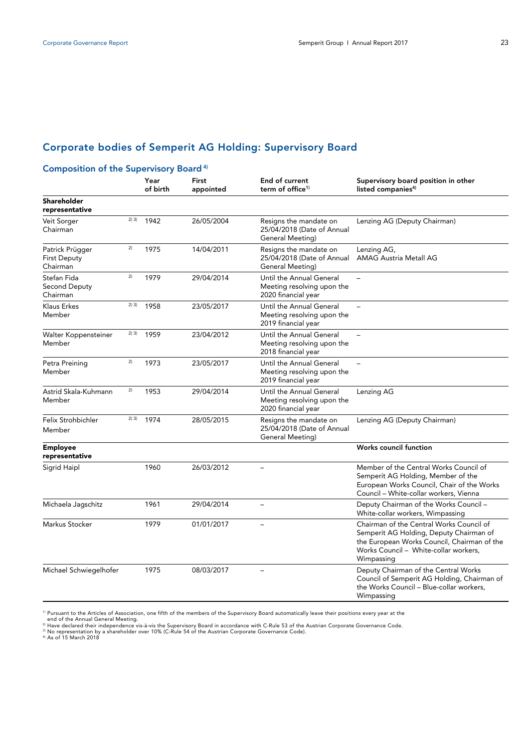## Corporate bodies of Semperit AG Holding: Supervisory Board

### Composition of the Supervisory Board [4)]

| | | Year of birth | First appointed | End of current term of office[1)] | Supervisory board position in other listed companies[4)] |
|---|---|---|---|---|---|
| **Shareholder representative** | | | | | |
| Veit Sorger Chairman | 2) 3) | 1942 | 26/05/2004 | Resigns the mandate on 25/04/2018 (Date of Annual General Meeting) | Lenzing AG (Deputy Chairman) |
| Patrick Prügger First Deputy Chairman | 2) | 1975 | 14/04/2011 | Resigns the mandate on 25/04/2018 (Date of Annual General Meeting) | Lenzing AG, AMAG Austria Metall AG |
| Stefan Fida Second Deputy Chairman | 2) | 1979 | 29/04/2014 | Until the Annual General Meeting resolving upon the 2020 financial year | – |
| Klaus Erkes Member | 2) 3) | 1958 | 23/05/2017 | Until the Annual General Meeting resolving upon the 2019 financial year | – |
| Walter Koppensteiner Member | 2) 3) | 1959 | 23/04/2012 | Until the Annual General Meeting resolving upon the 2018 financial year | – |
| Petra Preining Member | 2) | 1973 | 23/05/2017 | Until the Annual General Meeting resolving upon the 2019 financial year | – |
| Astrid Skala-Kuhmann Member | 2) | 1953 | 29/04/2014 | Until the Annual General Meeting resolving upon the 2020 financial year | Lenzing AG |
| Felix Strohbichler Member | 2) 3) | 1974 | 28/05/2015 | Resigns the mandate on 25/04/2018 (Date of Annual General Meeting) | Lenzing AG (Deputy Chairman) |
| **Employee representative** | | | | | **Works council function** |
| Sigrid Haipl | | 1960 | 26/03/2012 | – | Member of the Central Works Council of Semperit AG Holding, Member of the European Works Council, Chair of the Works Council – White-collar workers, Vienna |
| Michaela Jagschitz | | 1961 | 29/04/2014 | – | Deputy Chairman of the Works Council – White-collar workers, Wimpassing |
| Markus Stocker | | 1979 | 01/01/2017 | – | Chairman of the Central Works Council of Semperit AG Holding, Deputy Chairman of the European Works Council, Chairman of the Works Council – White-collar workers, Wimpassing |
| Michael Schwiegelhofer | | 1975 | 08/03/2017 | – | Deputy Chairman of the Central Works Council of Semperit AG Holding, Chairman of the Works Council – Blue-collar workers, Wimpassing |

[1)] Pursuant to the Articles of Association, one fifth of the members of the Supervisory Board automatically leave their positions every year at the end of the Annual General Meeting.
[2)] Have declared their independence vis-à-vis the Supervisory Board in accordance with C-Rule 53 of the Austrian Corporate Governance Code.
[3)] No representation by a shareholder over 10% (C-Rule 54 of the Austrian Corporate Governance Code).
[4)] As of 15 March 2018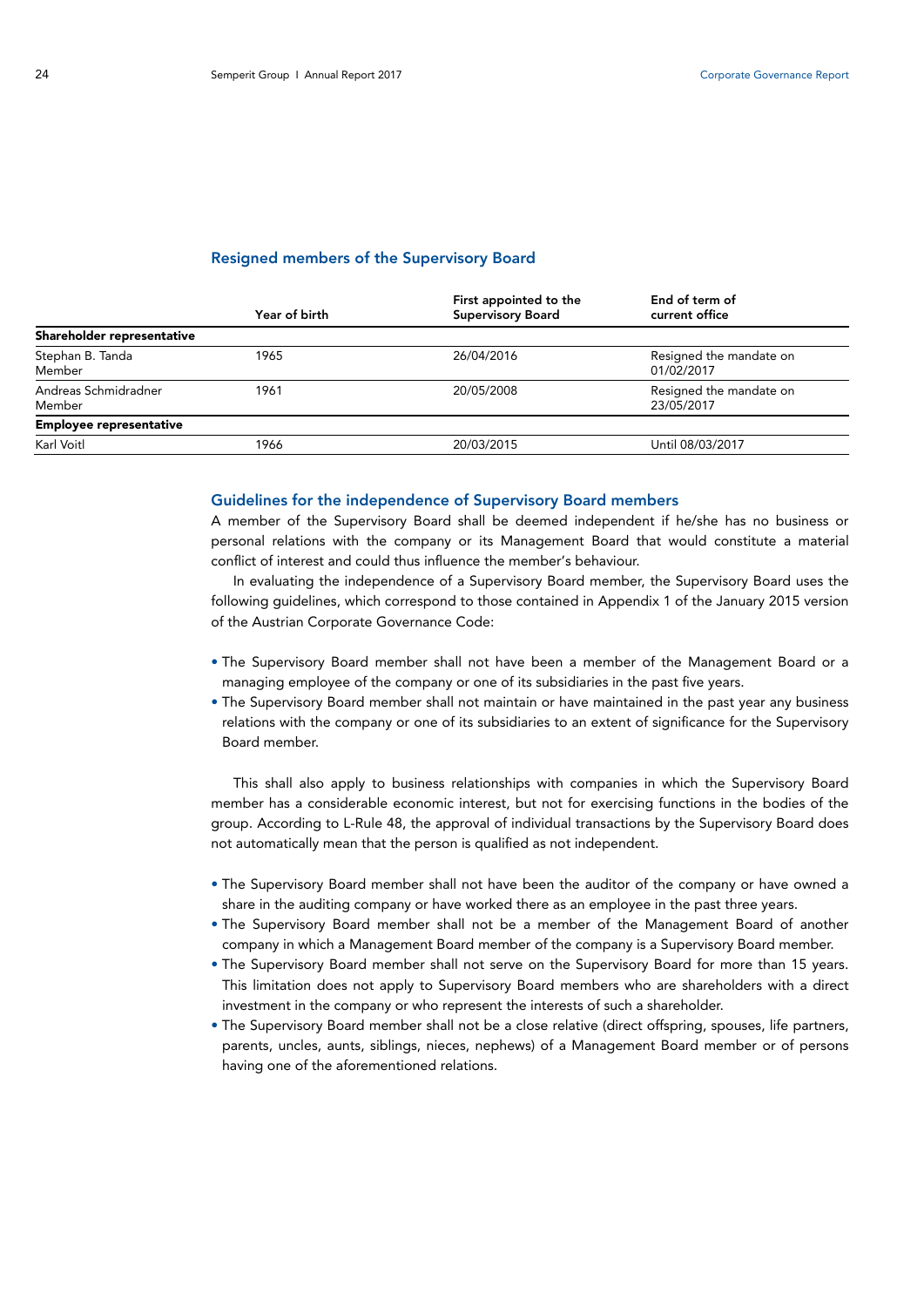## Resigned members of the Supervisory Board

| | Year of birth | First appointed to the Supervisory Board | End of term of current office |
|---|---|---|---|
| **Shareholder representative** | | | |
| Stephan B. Tanda<br>Member | 1965 | 26/04/2016 | Resigned the mandate on 01/02/2017 |
| Andreas Schmidradner<br>Member | 1961 | 20/05/2008 | Resigned the mandate on 23/05/2017 |
| **Employee representative** | | | |
| Karl Voitl | 1966 | 20/03/2015 | Until 08/03/2017 |

## Guidelines for the independence of Supervisory Board members

A member of the Supervisory Board shall be deemed independent if he/she has no business or personal relations with the company or its Management Board that would constitute a material conflict of interest and could thus influence the member's behaviour.

In evaluating the independence of a Supervisory Board member, the Supervisory Board uses the following guidelines, which correspond to those contained in Appendix 1 of the January 2015 version of the Austrian Corporate Governance Code:

- The Supervisory Board member shall not have been a member of the Management Board or a managing employee of the company or one of its subsidiaries in the past five years.
- The Supervisory Board member shall not maintain or have maintained in the past year any business relations with the company or one of its subsidiaries to an extent of significance for the Supervisory Board member.

This shall also apply to business relationships with companies in which the Supervisory Board member has a considerable economic interest, but not for exercising functions in the bodies of the group. According to L-Rule 48, the approval of individual transactions by the Supervisory Board does not automatically mean that the person is qualified as not independent.

- The Supervisory Board member shall not have been the auditor of the company or have owned a share in the auditing company or have worked there as an employee in the past three years.
- The Supervisory Board member shall not be a member of the Management Board of another company in which a Management Board member of the company is a Supervisory Board member.
- The Supervisory Board member shall not serve on the Supervisory Board for more than 15 years. This limitation does not apply to Supervisory Board members who are shareholders with a direct investment in the company or who represent the interests of such a shareholder.
- The Supervisory Board member shall not be a close relative (direct offspring, spouses, life partners, parents, uncles, aunts, siblings, nieces, nephews) of a Management Board member or of persons having one of the aforementioned relations.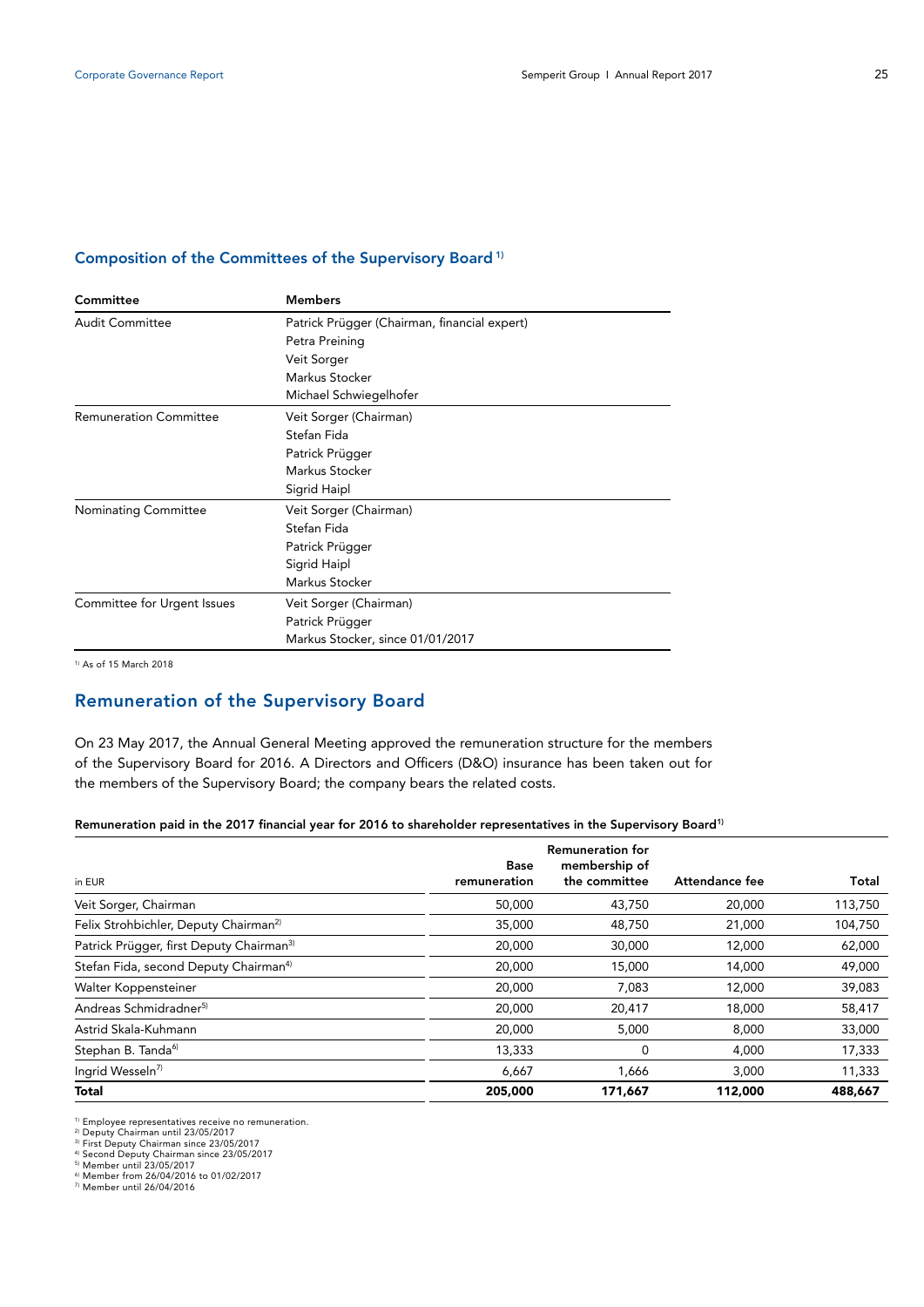## Composition of the Committees of the Supervisory Board [1)]

| Committee | Members |
|---|---|
| Audit Committee | Patrick Prügger (Chairman, financial expert) |
| | Petra Preining |
| | Veit Sorger |
| | Markus Stocker |
| | Michael Schwiegelhofer |
| Remuneration Committee | Veit Sorger (Chairman) |
| | Stefan Fida |
| | Patrick Prügger |
| | Markus Stocker |
| | Sigrid Haipl |
| Nominating Committee | Veit Sorger (Chairman) |
| | Stefan Fida |
| | Patrick Prügger |
| | Sigrid Haipl |
| | Markus Stocker |
| Committee for Urgent Issues | Veit Sorger (Chairman) |
| | Patrick Prügger |
| | Markus Stocker, since 01/01/2017 |

1) As of 15 March 2018

## Remuneration of the Supervisory Board

On 23 May 2017, the Annual General Meeting approved the remuneration structure for the members of the Supervisory Board for 2016. A Directors and Officers (D&O) insurance has been taken out for the members of the Supervisory Board; the company bears the related costs.

**Remuneration paid in the 2017 financial year for 2016 to shareholder representatives in the Supervisory Board[1)]**

| in EUR | Base remuneration | Remuneration for membership of the committee | Attendance fee | Total |
|---|---|---|---|---|
| Veit Sorger, Chairman | 50,000 | 43,750 | 20,000 | 113,750 |
| Felix Strohbichler, Deputy Chairman[2)] | 35,000 | 48,750 | 21,000 | 104,750 |
| Patrick Prügger, first Deputy Chairman[3)] | 20,000 | 30,000 | 12,000 | 62,000 |
| Stefan Fida, second Deputy Chairman[4)] | 20,000 | 15,000 | 14,000 | 49,000 |
| Walter Koppensteiner | 20,000 | 7,083 | 12,000 | 39,083 |
| Andreas Schmidradner[5)] | 20,000 | 20,417 | 18,000 | 58,417 |
| Astrid Skala-Kuhmann | 20,000 | 5,000 | 8,000 | 33,000 |
| Stephan B. Tanda[6)] | 13,333 | 0 | 4,000 | 17,333 |
| Ingrid Wesseln[7)] | 6,667 | 1,666 | 3,000 | 11,333 |
| **Total** | **205,000** | **171,667** | **112,000** | **488,667** |

1) Employee representatives receive no remuneration.
2) Deputy Chairman until 23/05/2017
3) First Deputy Chairman since 23/05/2017
4) Second Deputy Chairman since 23/05/2017
5) Member until 23/05/2017
6) Member from 26/04/2016 to 01/02/2017
7) Member until 26/04/2016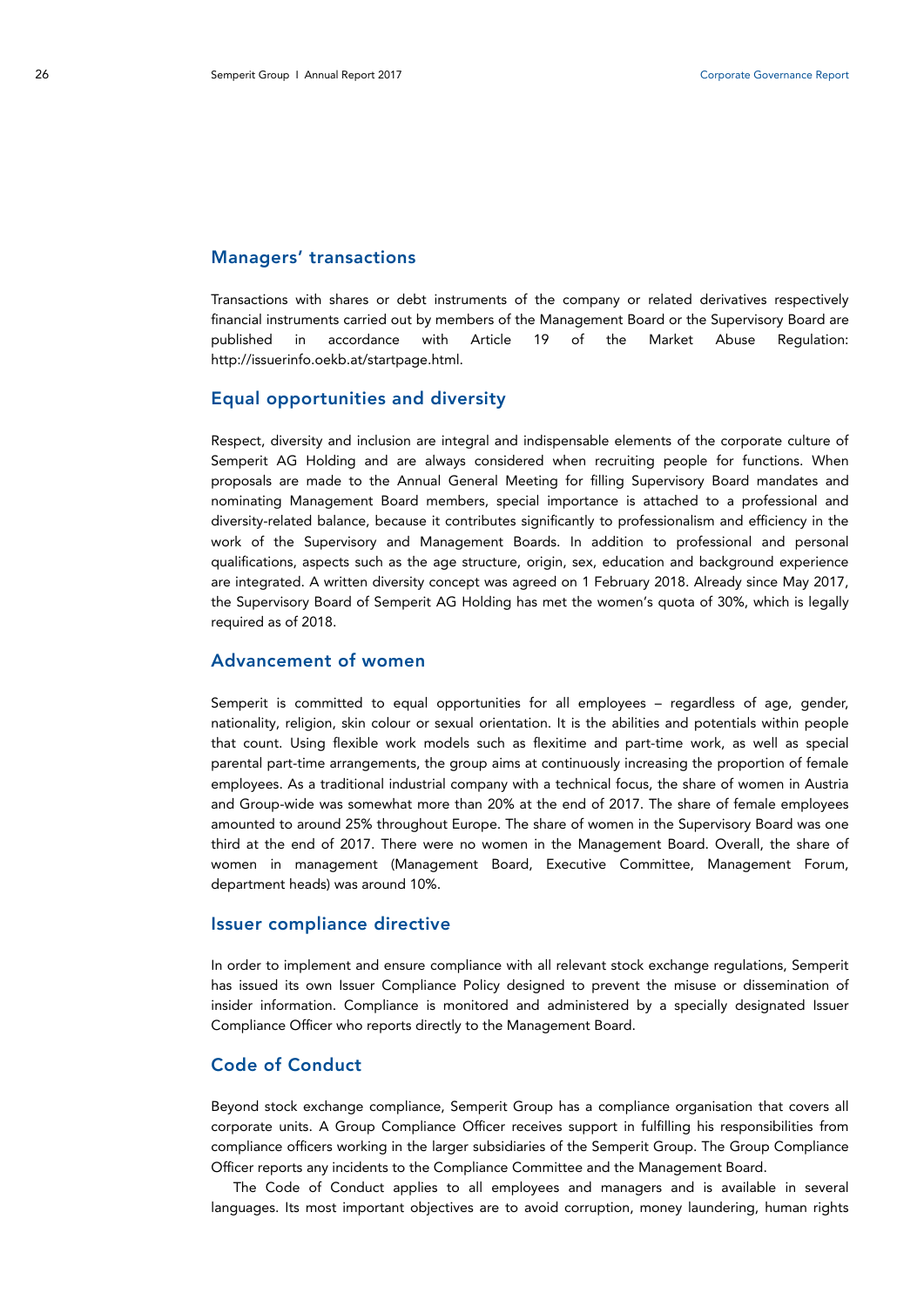## Managers' transactions

Transactions with shares or debt instruments of the company or related derivatives respectively financial instruments carried out by members of the Management Board or the Supervisory Board are published in accordance with Article 19 of the Market Abuse Regulation: http://issuerinfo.oekb.at/startpage.html.

## Equal opportunities and diversity

Respect, diversity and inclusion are integral and indispensable elements of the corporate culture of Semperit AG Holding and are always considered when recruiting people for functions. When proposals are made to the Annual General Meeting for filling Supervisory Board mandates and nominating Management Board members, special importance is attached to a professional and diversity-related balance, because it contributes significantly to professionalism and efficiency in the work of the Supervisory and Management Boards. In addition to professional and personal qualifications, aspects such as the age structure, origin, sex, education and background experience are integrated. A written diversity concept was agreed on 1 February 2018. Already since May 2017, the Supervisory Board of Semperit AG Holding has met the women's quota of 30%, which is legally required as of 2018.

## Advancement of women

Semperit is committed to equal opportunities for all employees – regardless of age, gender, nationality, religion, skin colour or sexual orientation. It is the abilities and potentials within people that count. Using flexible work models such as flexitime and part-time work, as well as special parental part-time arrangements, the group aims at continuously increasing the proportion of female employees. As a traditional industrial company with a technical focus, the share of women in Austria and Group-wide was somewhat more than 20% at the end of 2017. The share of female employees amounted to around 25% throughout Europe. The share of women in the Supervisory Board was one third at the end of 2017. There were no women in the Management Board. Overall, the share of women in management (Management Board, Executive Committee, Management Forum, department heads) was around 10%.

## Issuer compliance directive

In order to implement and ensure compliance with all relevant stock exchange regulations, Semperit has issued its own Issuer Compliance Policy designed to prevent the misuse or dissemination of insider information. Compliance is monitored and administered by a specially designated Issuer Compliance Officer who reports directly to the Management Board.

## Code of Conduct

Beyond stock exchange compliance, Semperit Group has a compliance organisation that covers all corporate units. A Group Compliance Officer receives support in fulfilling his responsibilities from compliance officers working in the larger subsidiaries of the Semperit Group. The Group Compliance Officer reports any incidents to the Compliance Committee and the Management Board.

The Code of Conduct applies to all employees and managers and is available in several languages. Its most important objectives are to avoid corruption, money laundering, human rights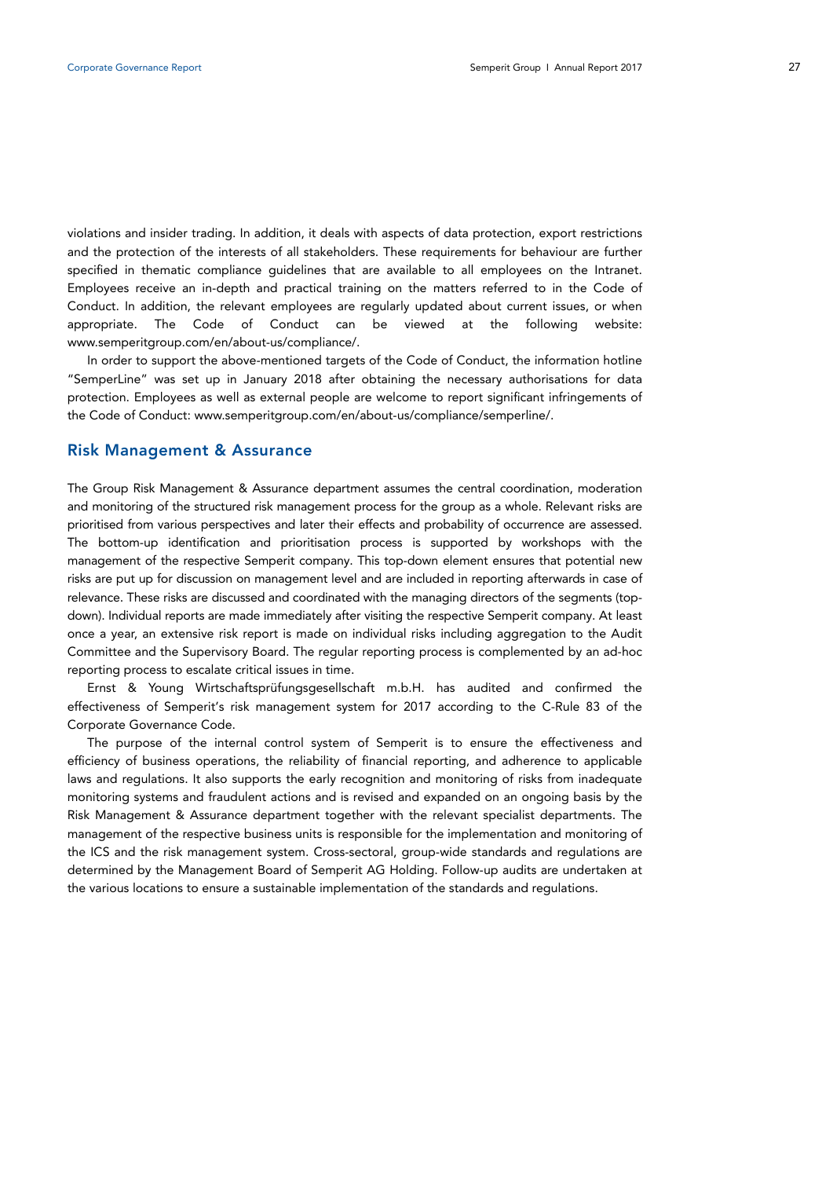violations and insider trading. In addition, it deals with aspects of data protection, export restrictions and the protection of the interests of all stakeholders. These requirements for behaviour are further specified in thematic compliance guidelines that are available to all employees on the Intranet. Employees receive an in-depth and practical training on the matters referred to in the Code of Conduct. In addition, the relevant employees are regularly updated about current issues, or when appropriate. The Code of Conduct can be viewed at the following website: www.semperitgroup.com/en/about-us/compliance/.

In order to support the above-mentioned targets of the Code of Conduct, the information hotline "SemperLine" was set up in January 2018 after obtaining the necessary authorisations for data protection. Employees as well as external people are welcome to report significant infringements of the Code of Conduct: www.semperitgroup.com/en/about-us/compliance/semperline/.

## Risk Management & Assurance

The Group Risk Management & Assurance department assumes the central coordination, moderation and monitoring of the structured risk management process for the group as a whole. Relevant risks are prioritised from various perspectives and later their effects and probability of occurrence are assessed. The bottom-up identification and prioritisation process is supported by workshops with the management of the respective Semperit company. This top-down element ensures that potential new risks are put up for discussion on management level and are included in reporting afterwards in case of relevance. These risks are discussed and coordinated with the managing directors of the segments (top-down). Individual reports are made immediately after visiting the respective Semperit company. At least once a year, an extensive risk report is made on individual risks including aggregation to the Audit Committee and the Supervisory Board. The regular reporting process is complemented by an ad-hoc reporting process to escalate critical issues in time.

Ernst & Young Wirtschaftsprüfungsgesellschaft m.b.H. has audited and confirmed the effectiveness of Semperit's risk management system for 2017 according to the C-Rule 83 of the Corporate Governance Code.

The purpose of the internal control system of Semperit is to ensure the effectiveness and efficiency of business operations, the reliability of financial reporting, and adherence to applicable laws and regulations. It also supports the early recognition and monitoring of risks from inadequate monitoring systems and fraudulent actions and is revised and expanded on an ongoing basis by the Risk Management & Assurance department together with the relevant specialist departments. The management of the respective business units is responsible for the implementation and monitoring of the ICS and the risk management system. Cross-sectoral, group-wide standards and regulations are determined by the Management Board of Semperit AG Holding. Follow-up audits are undertaken at the various locations to ensure a sustainable implementation of the standards and regulations.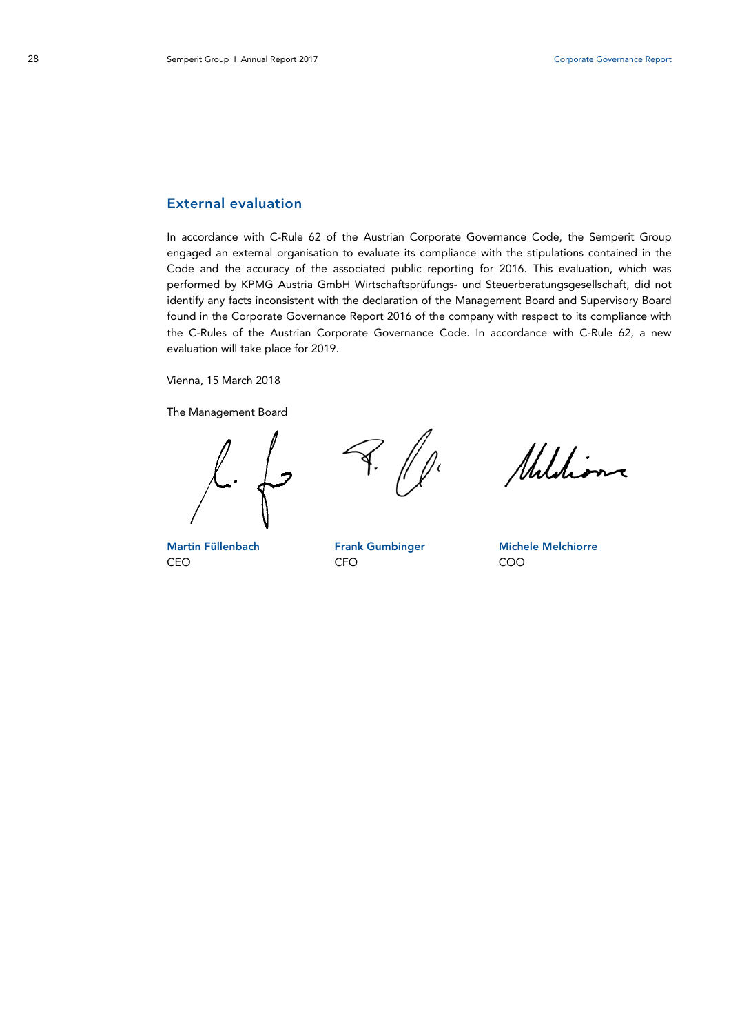## External evaluation

In accordance with C-Rule 62 of the Austrian Corporate Governance Code, the Semperit Group engaged an external organisation to evaluate its compliance with the stipulations contained in the Code and the accuracy of the associated public reporting for 2016. This evaluation, which was performed by KPMG Austria GmbH Wirtschaftsprüfungs- und Steuerberatungsgesellschaft, did not identify any facts inconsistent with the declaration of the Management Board and Supervisory Board found in the Corporate Governance Report 2016 of the company with respect to its compliance with the C-Rules of the Austrian Corporate Governance Code. In accordance with C-Rule 62, a new evaluation will take place for 2019.

Vienna, 15 March 2018

The Management Board

**Martin Füllenbach**
CEO

**Frank Gumbinger**
CFO

**Michele Melchiorre**
COO